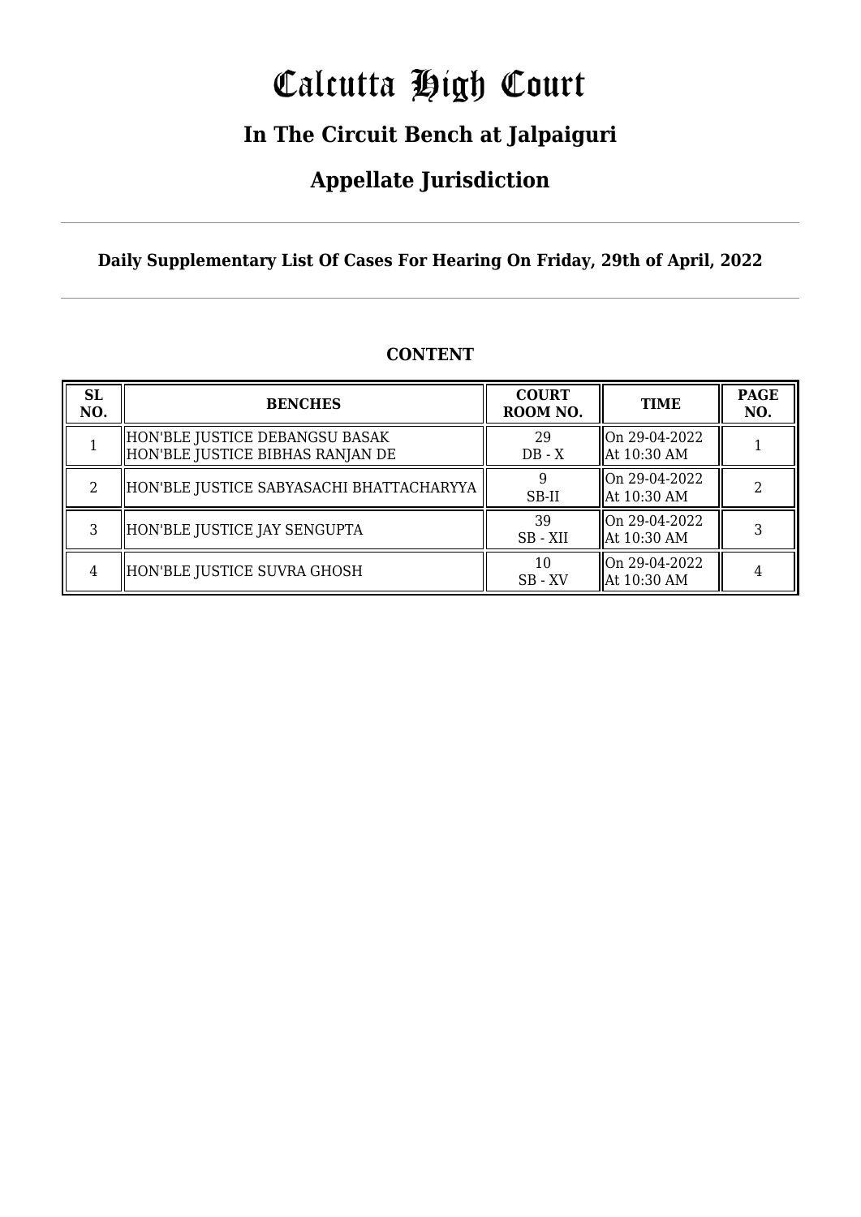# Calcutta High Court

## In The Circuit Bench at Jalpaiguri

## Appellate Jurisdiction

**Daily Supplementary List Of Cases For Hearing On Friday, 29th of April, 2022**

**CONTENT**

| SL NO. | BENCHES | COURT ROOM NO. | TIME | PAGE NO. |
|---|---|---|---|---|
| 1 | HON'BLE JUSTICE DEBANGSU BASAK<br>HON'BLE JUSTICE BIBHAS RANJAN DE | 29<br>DB - X | On 29-04-2022<br>At 10:30 AM | 1 |
| 2 | HON'BLE JUSTICE SABYASACHI BHATTACHARYYA | 9<br>SB-II | On 29-04-2022<br>At 10:30 AM | 2 |
| 3 | HON'BLE JUSTICE JAY SENGUPTA | 39<br>SB - XII | On 29-04-2022<br>At 10:30 AM | 3 |
| 4 | HON'BLE JUSTICE SUVRA GHOSH | 10<br>SB - XV | On 29-04-2022<br>At 10:30 AM | 4 |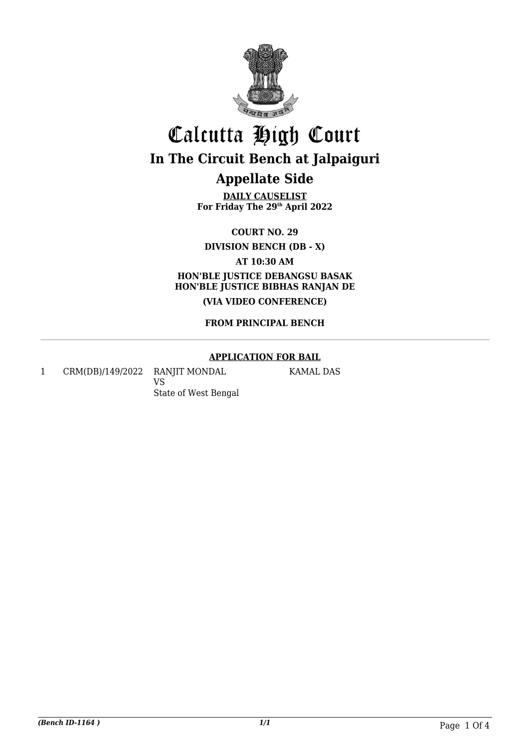# Calcutta High Court

## In The Circuit Bench at Jalpaiguri

## Appellate Side

**DAILY CAUSELIST**
**For Friday The 29th April 2022**

**COURT NO. 29**

**DIVISION BENCH (DB - X)**

**AT 10:30 AM**

**HON'BLE JUSTICE DEBANGSU BASAK**
**HON'BLE JUSTICE BIBHAS RANJAN DE**

**(VIA VIDEO CONFERENCE)**

**FROM PRINCIPAL BENCH**

---

**APPLICATION FOR BAIL**

| | | | |
|---|---|---|---|
| 1 | CRM(DB)/149/2022 | RANJIT MONDAL<br>VS<br>State of West Bengal | KAMAL DAS |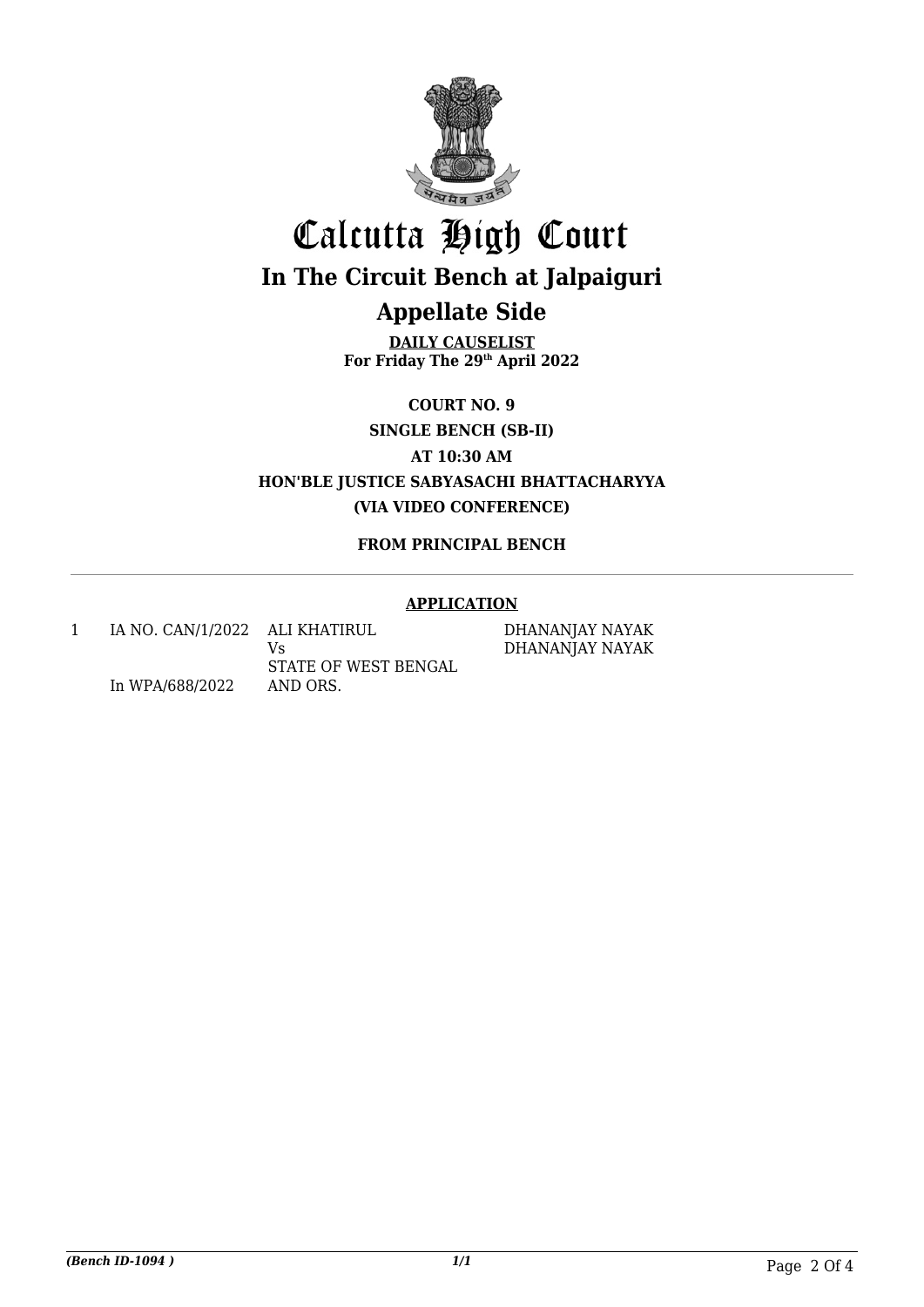# Calcutta High Court

## In The Circuit Bench at Jalpaiguri

## Appellate Side

**DAILY CAUSELIST**
**For Friday The 29th April 2022**

**COURT NO. 9**

**SINGLE BENCH (SB-II)**

**AT 10:30 AM**

**HON'BLE JUSTICE SABYASACHI BHATTACHARYYA**

**(VIA VIDEO CONFERENCE)**

**FROM PRINCIPAL BENCH**

---

**APPLICATION**

| | | | |
|---|---|---|---|
| 1 | IA NO. CAN/1/2022<br><br>In WPA/688/2022 | ALI KHATIRUL<br>Vs<br>STATE OF WEST BENGAL<br>AND ORS. | DHANANJAY NAYAK<br>DHANANJAY NAYAK |

*(Bench ID-1094 )* *1/1*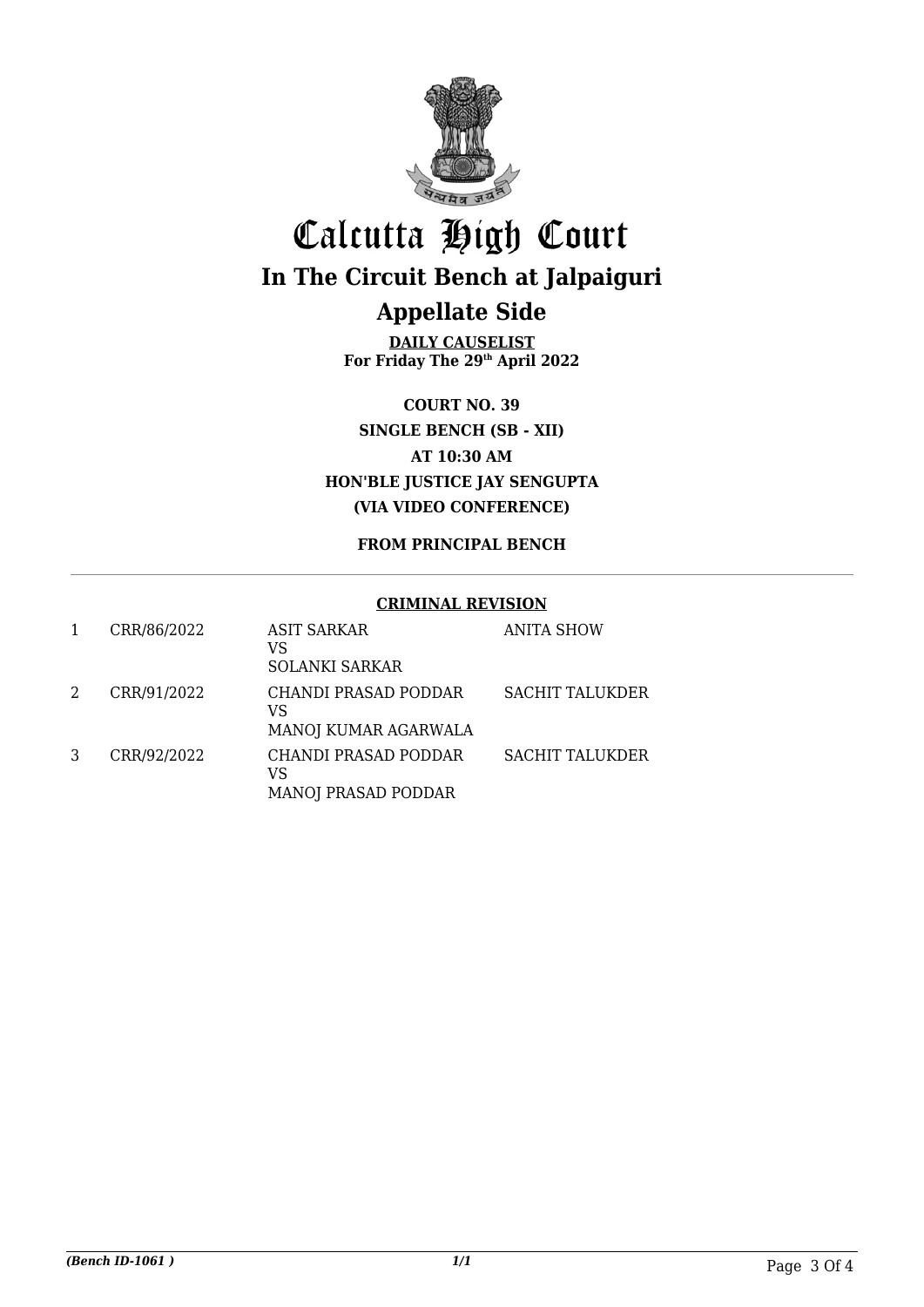# Calcutta High Court

## In The Circuit Bench at Jalpaiguri

## Appellate Side

**DAILY CAUSELIST**
**For Friday The 29th April 2022**

**COURT NO. 39**
**SINGLE BENCH (SB - XII)**
**AT 10:30 AM**
**HON'BLE JUSTICE JAY SENGUPTA**
**(VIA VIDEO CONFERENCE)**

**FROM PRINCIPAL BENCH**

---

**CRIMINAL REVISION**

| | | | |
|---|---|---|---|
| 1 | CRR/86/2022 | ASIT SARKAR<br>VS<br>SOLANKI SARKAR | ANITA SHOW |
| 2 | CRR/91/2022 | CHANDI PRASAD PODDAR<br>VS<br>MANOJ KUMAR AGARWALA | SACHIT TALUKDER |
| 3 | CRR/92/2022 | CHANDI PRASAD PODDAR<br>VS<br>MANOJ PRASAD PODDAR | SACHIT TALUKDER |

*(Bench ID-1061 )* *1/1*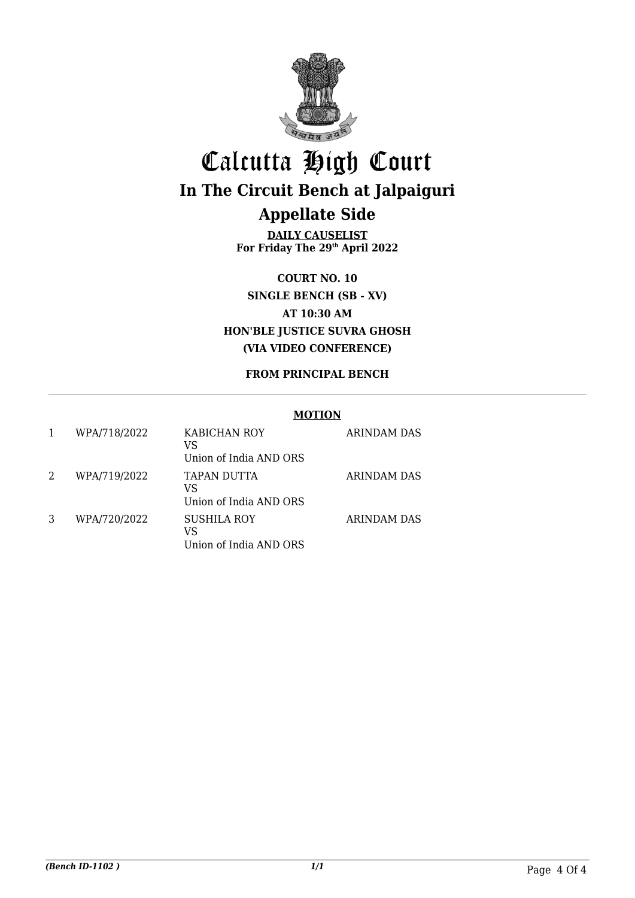# Calcutta High Court

## In The Circuit Bench at Jalpaiguri

## Appellate Side

**DAILY CAUSELIST**
**For Friday The 29th April 2022**

**COURT NO. 10**
**SINGLE BENCH (SB - XV)**
**AT 10:30 AM**
**HON'BLE JUSTICE SUVRA GHOSH**
**(VIA VIDEO CONFERENCE)**

**FROM PRINCIPAL BENCH**

**MOTION**

| | | | |
|---|---|---|---|
| 1 | WPA/718/2022 | KABICHAN ROY<br>VS<br>Union of India AND ORS | ARINDAM DAS |
| 2 | WPA/719/2022 | TAPAN DUTTA<br>VS<br>Union of India AND ORS | ARINDAM DAS |
| 3 | WPA/720/2022 | SUSHILA ROY<br>VS<br>Union of India AND ORS | ARINDAM DAS |

*(Bench ID-1102 )*